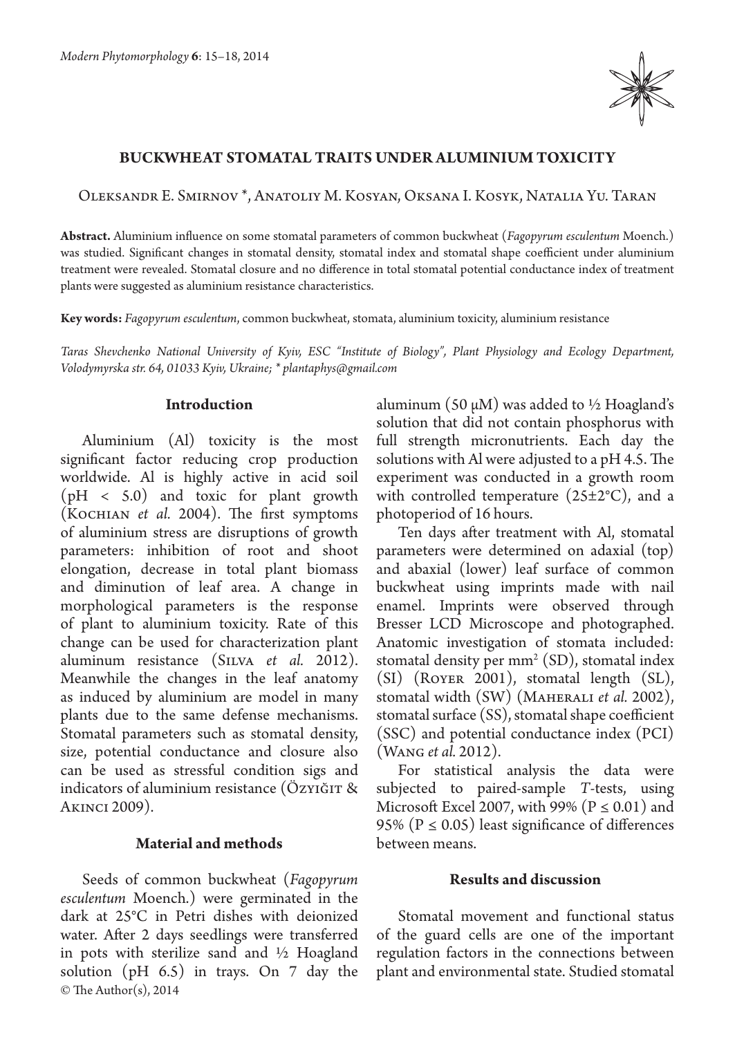# BUCKWHEAT STOMATAL TRAITS UNDER ALUMINIUM TOXICITY

Oleksandr E. Smirnov *, Anatoliy M. Kosyan, Oksana I. Kosyk, Natalia Yu. Taran

**Abstract.** Aluminium influence on some stomatal parameters of common buckwheat (*Fagopyrum esculentum* Moench.) was studied. Significant changes in stomatal density, stomatal index and stomatal shape coefficient under aluminium treatment were revealed. Stomatal closure and no difference in total stomatal potential conductance index of treatment plants were suggested as aluminium resistance characteristics.

**Key words:** *Fagopyrum esculentum*, common buckwheat, stomata, aluminium toxicity, aluminium resistance

*Taras Shevchenko National University of Kyiv, ESC "Institute of Biology", Plant Physiology and Ecology Department, Volodymyrska str. 64, 01033 Kyiv, Ukraine; * plantaphys@gmail.com*

## Introduction

Aluminium (Al) toxicity is the most significant factor reducing crop production worldwide. Al is highly active in acid soil (pH < 5.0) and toxic for plant growth (Kochian *et al.* 2004). The first symptoms of aluminium stress are disruptions of growth parameters: inhibition of root and shoot elongation, decrease in total plant biomass and diminution of leaf area. A change in morphological parameters is the response of plant to aluminium toxicity. Rate of this change can be used for characterization plant aluminum resistance (Silva *et al.* 2012). Meanwhile the changes in the leaf anatomy as induced by aluminium are model in many plants due to the same defense mechanisms. Stomatal parameters such as stomatal density, size, potential conductance and closure also can be used as stressful condition sigs and indicators of aluminium resistance (Özyiğit & Akinci 2009).

## Material and methods

Seeds of common buckwheat (*Fagopyrum esculentum* Moench.) were germinated in the dark at 25°C in Petri dishes with deionized water. After 2 days seedlings were transferred in pots with sterilize sand and ½ Hoagland solution (pH 6.5) in trays. On 7 day the aluminum (50 μM) was added to ½ Hoagland's solution that did not contain phosphorus with full strength micronutrients. Each day the solutions with Al were adjusted to a pH 4.5. The experiment was conducted in a growth room with controlled temperature (25±2°C), and a photoperiod of 16 hours.

Ten days after treatment with Al, stomatal parameters were determined on adaxial (top) and abaxial (lower) leaf surface of common buckwheat using imprints made with nail enamel. Imprints were observed through Bresser LCD Microscope and photographed. Anatomic investigation of stomata included: stomatal density per mm$^2$ (SD), stomatal index (SI) (Royer 2001), stomatal length (SL), stomatal width (SW) (Maherali *et al.* 2002), stomatal surface (SS), stomatal shape coefficient (SSC) and potential conductance index (PCI) (Wang *et al.* 2012).

For statistical analysis the data were subjected to paired-sample *T*-tests, using Microsoft Excel 2007, with 99% ($P \leq 0.01$) and 95% ($P \leq 0.05$) least significance of differences between means.

## Results and discussion

Stomatal movement and functional status of the guard cells are one of the important regulation factors in the connections between plant and environmental state. Studied stomatal

© The Author(s), 2014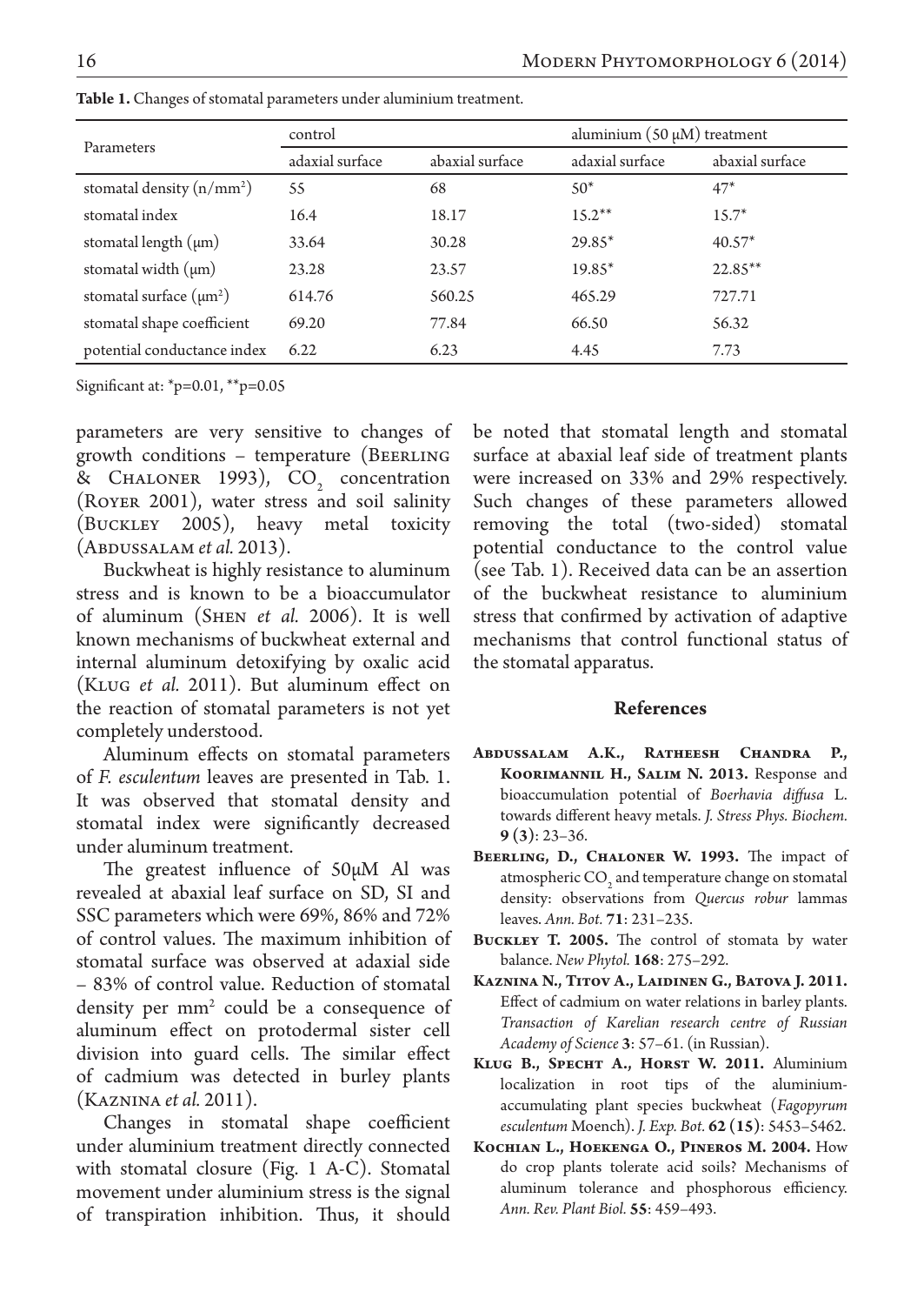**Table 1.** Changes of stomatal parameters under aluminium treatment.

| Parameters | control | | aluminium (50 μM) treatment | |
|---|---|---|---|---|
| | adaxial surface | abaxial surface | adaxial surface | abaxial surface |
| stomatal density ($n/mm^2$) | 55 | 68 | 50* | 47* |
| stomatal index | 16.4 | 18.17 | 15.2** | 15.7* |
| stomatal length (μm) | 33.64 | 30.28 | 29.85* | 40.57* |
| stomatal width (μm) | 23.28 | 23.57 | 19.85* | 22.85** |
| stomatal surface ($μm^2$) | 614.76 | 560.25 | 465.29 | 727.71 |
| stomatal shape coefficient | 69.20 | 77.84 | 66.50 | 56.32 |
| potential conductance index | 6.22 | 6.23 | 4.45 | 7.73 |

Significant at: *p=0.01, **p=0.05

parameters are very sensitive to changes of growth conditions – temperature (Beerling & Chaloner 1993), $CO_2$ concentration (Royer 2001), water stress and soil salinity (Buckley 2005), heavy metal toxicity (Abdussalam *et al.* 2013).

Buckwheat is highly resistance to aluminum stress and is known to be a bioaccumulator of aluminum (Shen *et al.* 2006). It is well known mechanisms of buckwheat external and internal aluminum detoxifying by oxalic acid (Klug *et al.* 2011). But aluminum effect on the reaction of stomatal parameters is not yet completely understood.

Aluminum effects on stomatal parameters of *F. esculentum* leaves are presented in Tab. 1. It was observed that stomatal density and stomatal index were significantly decreased under aluminum treatment.

The greatest influence of 50μM Al was revealed at abaxial leaf surface on SD, SI and SSC parameters which were 69%, 86% and 72% of control values. The maximum inhibition of stomatal surface was observed at adaxial side – 83% of control value. Reduction of stomatal density per $mm^2$ could be a consequence of aluminum effect on protodermal sister cell division into guard cells. The similar effect of cadmium was detected in burley plants (Kaznina *et al.* 2011).

Changes in stomatal shape coefficient under aluminium treatment directly connected with stomatal closure (Fig. 1 A-C). Stomatal movement under aluminium stress is the signal of transpiration inhibition. Thus, it should be noted that stomatal length and stomatal surface at abaxial leaf side of treatment plants were increased on 33% and 29% respectively. Such changes of these parameters allowed removing the total (two-sided) stomatal potential conductance to the control value (see Tab. 1). Received data can be an assertion of the buckwheat resistance to aluminium stress that confirmed by activation of adaptive mechanisms that control functional status of the stomatal apparatus.

## References

**Abdussalam A.K., Ratheesh Chandra P., Koorimannil H., Salim N. 2013.** Response and bioaccumulation potential of *Boerhavia diffusa* L. towards different heavy metals. *J. Stress Phys. Biochem.* **9 (3)**: 23–36.

**Beerling, D., Chaloner W. 1993.** The impact of atmospheric $CO_2$ and temperature change on stomatal density: observations from *Quercus robur* lammas leaves. *Ann. Bot.* **71**: 231–235.

**Buckley T. 2005.** The control of stomata by water balance. *New Phytol.* **168**: 275–292.

**Kaznina N., Titov A., Laidinen G., Batova J. 2011.** Effect of cadmium on water relations in barley plants. *Transaction of Karelian research centre of Russian Academy of Science* **3**: 57–61. (in Russian).

**Klug B., Specht A., Horst W. 2011.** Aluminium localization in root tips of the aluminium-accumulating plant species buckwheat (*Fagopyrum esculentum* Moench). *J. Exp. Bot.* **62 (15)**: 5453–5462.

**Kochian L., Hoekenga O., Pineros M. 2004.** How do crop plants tolerate acid soils? Mechanisms of aluminum tolerance and phosphorous efficiency. *Ann. Rev. Plant Biol.* **55**: 459–493.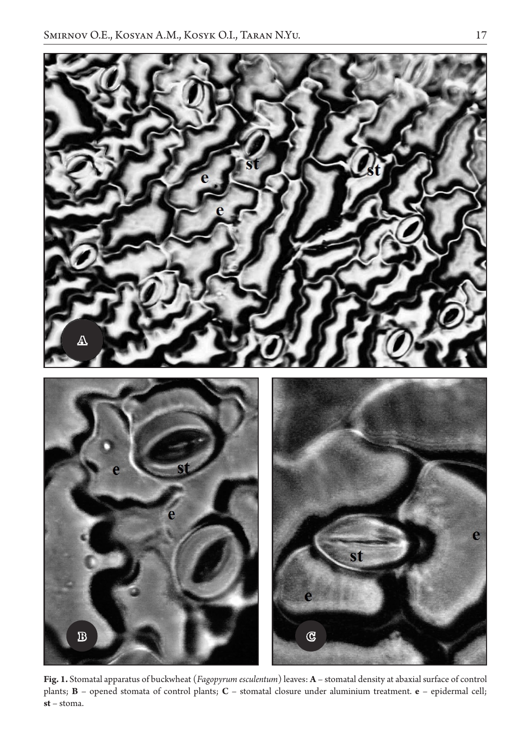**Fig. 1.** Stomatal apparatus of buckwheat (*Fagopyrum esculentum*) leaves: **A** – stomatal density at abaxial surface of control plants; **B** – opened stomata of control plants; **C** – stomatal closure under aluminium treatment. **e** – epidermal cell; **st** – stoma.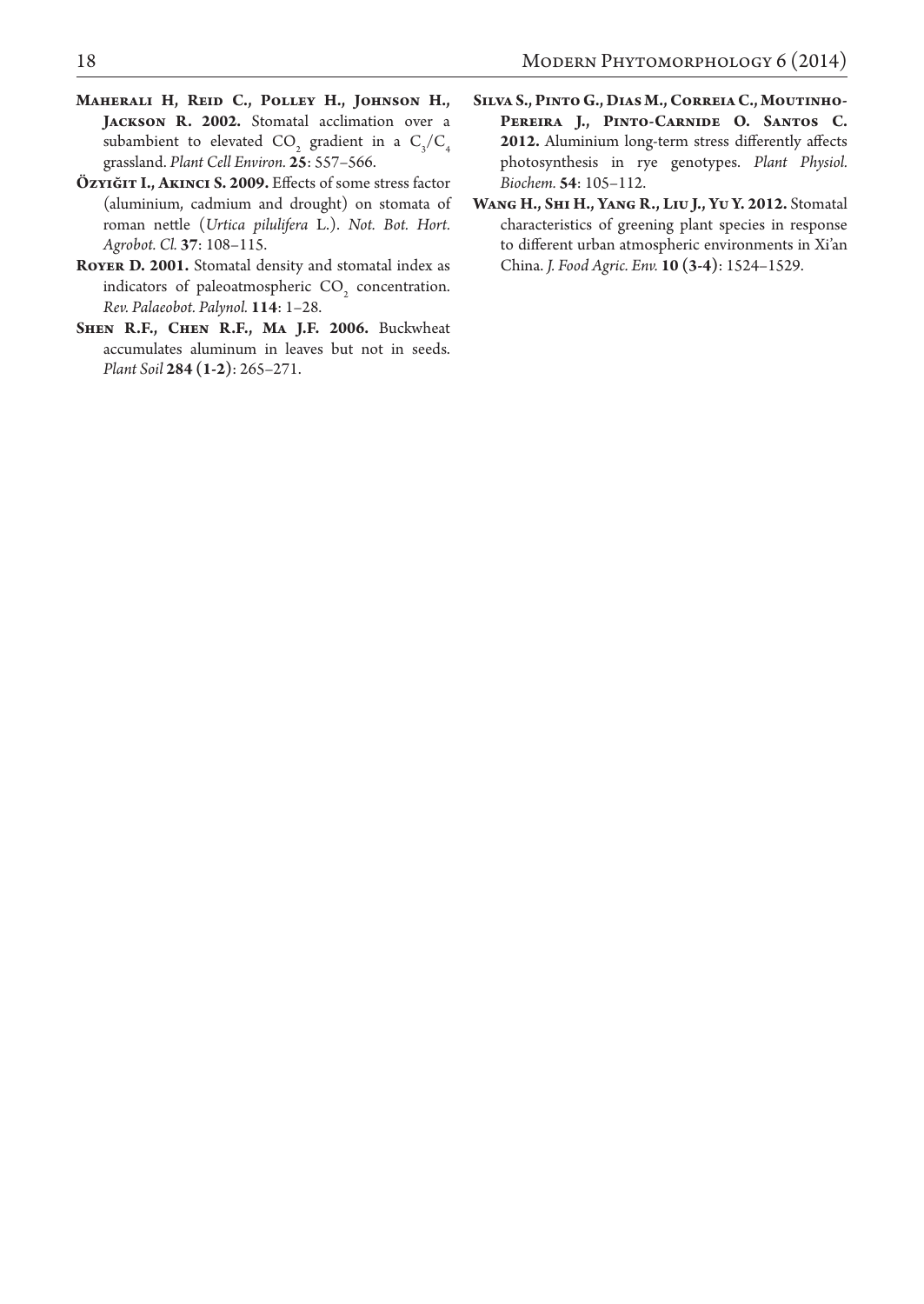**Maherali H, Reid C., Polley H., Johnson H., Jackson R. 2002.** Stomatal acclimation over a subambient to elevated $CO_2$ gradient in a $C_3/C_4$ grassland. *Plant Cell Environ.* **25**: 557–566.

**Özyiğit I., Akinci S. 2009.** Effects of some stress factor (aluminium, cadmium and drought) on stomata of roman nettle (*Urtica pilulifera* L.). *Not. Bot. Hort. Agrobot. Cl.* **37**: 108–115.

**Royer D. 2001.** Stomatal density and stomatal index as indicators of paleoatmospheric $CO_2$ concentration. *Rev. Palaeobot. Palynol.* **114**: 1–28.

**Shen R.F., Chen R.F., Ma J.F. 2006.** Buckwheat accumulates aluminum in leaves but not in seeds. *Plant Soil* **284 (1-2)**: 265–271.

**Silva S., Pinto G., Dias M., Correia C., Moutinho-Pereira J., Pinto-Carnide O. Santos C. 2012.** Aluminium long-term stress differently affects photosynthesis in rye genotypes. *Plant Physiol. Biochem.* **54**: 105–112.

**Wang H., Shi H., Yang R., Liu J., Yu Y. 2012.** Stomatal characteristics of greening plant species in response to different urban atmospheric environments in Xi'an China. *J. Food Agric. Env.* **10 (3-4)**: 1524–1529.